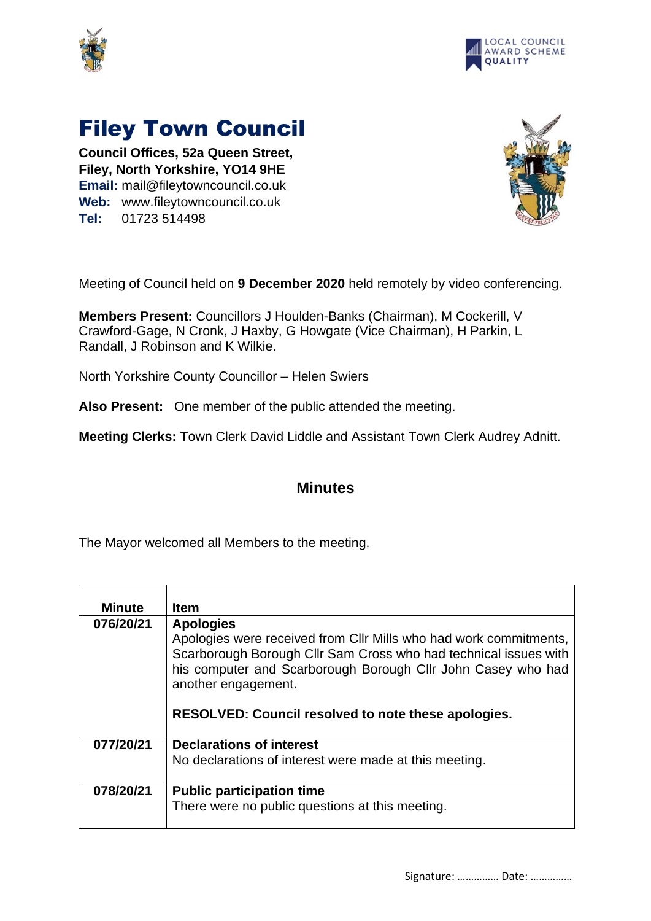# Filey Town Council

**Council Offices, 52a Queen Street,**
**Filey, North Yorkshire, YO14 9HE**
**Email:** mail@fileytowncouncil.co.uk
**Web:** www.fileytowncouncil.co.uk
**Tel:** 01723 514498

Meeting of Council held on **9 December 2020** held remotely by video conferencing.

**Members Present:** Councillors J Houlden-Banks (Chairman), M Cockerill, V Crawford-Gage, N Cronk, J Haxby, G Howgate (Vice Chairman), H Parkin, L Randall, J Robinson and K Wilkie.

North Yorkshire County Councillor – Helen Swiers

**Also Present:** One member of the public attended the meeting.

**Meeting Clerks:** Town Clerk David Liddle and Assistant Town Clerk Audrey Adnitt.

## Minutes

The Mayor welcomed all Members to the meeting.

| Minute | Item |
|---|---|
| **076/20/21** | **Apologies**<br>Apologies were received from Cllr Mills who had work commitments, Scarborough Borough Cllr Sam Cross who had technical issues with his computer and Scarborough Borough Cllr John Casey who had another engagement.<br><br>**RESOLVED: Council resolved to note these apologies.** |
| **077/20/21** | **Declarations of interest**<br>No declarations of interest were made at this meeting. |
| **078/20/21** | **Public participation time**<br>There were no public questions at this meeting. |

Signature: …………… Date: ……………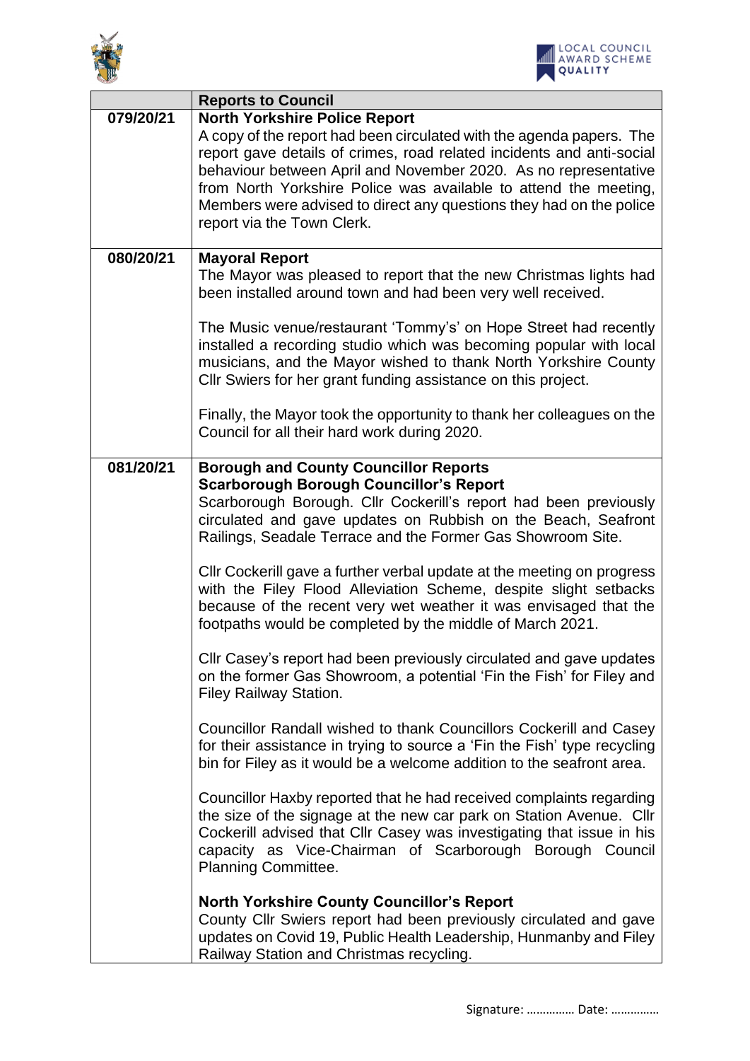| | Reports to Council |
|---|---|
| 079/20/21 | **North Yorkshire Police Report**<br>A copy of the report had been circulated with the agenda papers. The report gave details of crimes, road related incidents and anti-social behaviour between April and November 2020. As no representative from North Yorkshire Police was available to attend the meeting, Members were advised to direct any questions they had on the police report via the Town Clerk. |
| 080/20/21 | **Mayoral Report**<br>The Mayor was pleased to report that the new Christmas lights had been installed around town and had been very well received.<br><br>The Music venue/restaurant 'Tommy's' on Hope Street had recently installed a recording studio which was becoming popular with local musicians, and the Mayor wished to thank North Yorkshire County Cllr Swiers for her grant funding assistance on this project.<br><br>Finally, the Mayor took the opportunity to thank her colleagues on the Council for all their hard work during 2020. |
| 081/20/21 | **Borough and County Councillor Reports**<br>**Scarborough Borough Councillor's Report**<br>Scarborough Borough. Cllr Cockerill's report had been previously circulated and gave updates on Rubbish on the Beach, Seafront Railings, Seadale Terrace and the Former Gas Showroom Site.<br><br>Cllr Cockerill gave a further verbal update at the meeting on progress with the Filey Flood Alleviation Scheme, despite slight setbacks because of the recent very wet weather it was envisaged that the footpaths would be completed by the middle of March 2021.<br><br>Cllr Casey's report had been previously circulated and gave updates on the former Gas Showroom, a potential 'Fin the Fish' for Filey and Filey Railway Station.<br><br>Councillor Randall wished to thank Councillors Cockerill and Casey for their assistance in trying to source a 'Fin the Fish' type recycling bin for Filey as it would be a welcome addition to the seafront area.<br><br>Councillor Haxby reported that he had received complaints regarding the size of the signage at the new car park on Station Avenue. Cllr Cockerill advised that Cllr Casey was investigating that issue in his capacity as Vice-Chairman of Scarborough Borough Council Planning Committee.<br><br>**North Yorkshire County Councillor's Report**<br>County Cllr Swiers report had been previously circulated and gave updates on Covid 19, Public Health Leadership, Hunmanby and Filey Railway Station and Christmas recycling. |

Signature: …………… Date: ……………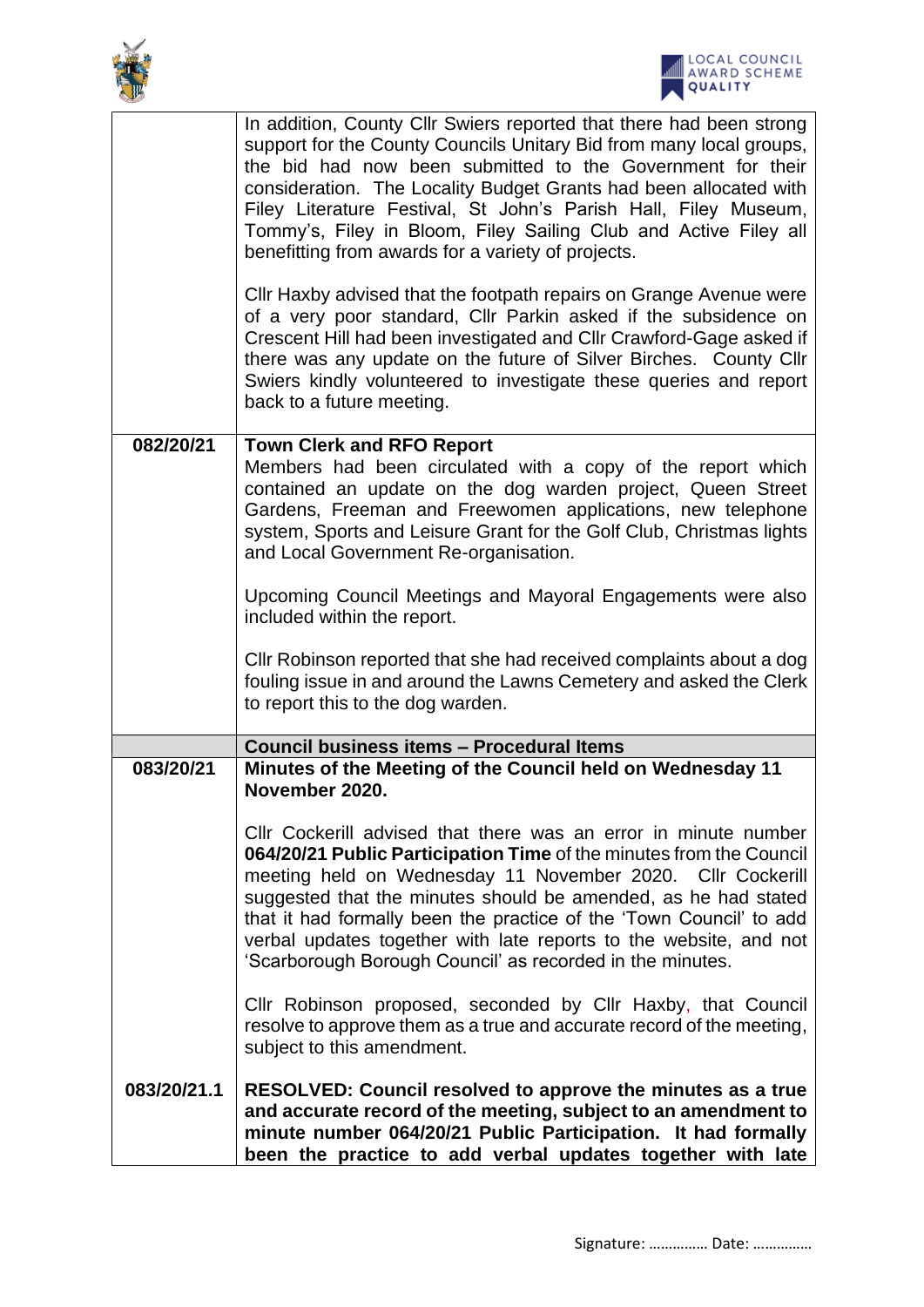| | |
|---|---|
| | In addition, County Cllr Swiers reported that there had been strong support for the County Councils Unitary Bid from many local groups, the bid had now been submitted to the Government for their consideration. The Locality Budget Grants had been allocated with Filey Literature Festival, St John's Parish Hall, Filey Museum, Tommy's, Filey in Bloom, Filey Sailing Club and Active Filey all benefitting from awards for a variety of projects.<br><br>Cllr Haxby advised that the footpath repairs on Grange Avenue were of a very poor standard, Cllr Parkin asked if the subsidence on Crescent Hill had been investigated and Cllr Crawford-Gage asked if there was any update on the future of Silver Birches. County Cllr Swiers kindly volunteered to investigate these queries and report back to a future meeting. |
| **082/20/21** | **Town Clerk and RFO Report**<br>Members had been circulated with a copy of the report which contained an update on the dog warden project, Queen Street Gardens, Freeman and Freewomen applications, new telephone system, Sports and Leisure Grant for the Golf Club, Christmas lights and Local Government Re-organisation.<br><br>Upcoming Council Meetings and Mayoral Engagements were also included within the report.<br><br>Cllr Robinson reported that she had received complaints about a dog fouling issue in and around the Lawns Cemetery and asked the Clerk to report this to the dog warden. |
| | **Council business items – Procedural Items** |
| **083/20/21** | **Minutes of the Meeting of the Council held on Wednesday 11 November 2020.**<br><br>Cllr Cockerill advised that there was an error in minute number **064/20/21 Public Participation Time** of the minutes from the Council meeting held on Wednesday 11 November 2020. Cllr Cockerill suggested that the minutes should be amended, as he had stated that it had formally been the practice of the 'Town Council' to add verbal updates together with late reports to the website, and not 'Scarborough Borough Council' as recorded in the minutes.<br><br>Cllr Robinson proposed, seconded by Cllr Haxby, that Council resolve to approve them as a true and accurate record of the meeting, subject to this amendment. |
| **083/20/21.1** | **RESOLVED: Council resolved to approve the minutes as a true and accurate record of the meeting, subject to an amendment to minute number 064/20/21 Public Participation. It had formally been the practice to add verbal updates together with late** |

Signature: …………… Date: ……………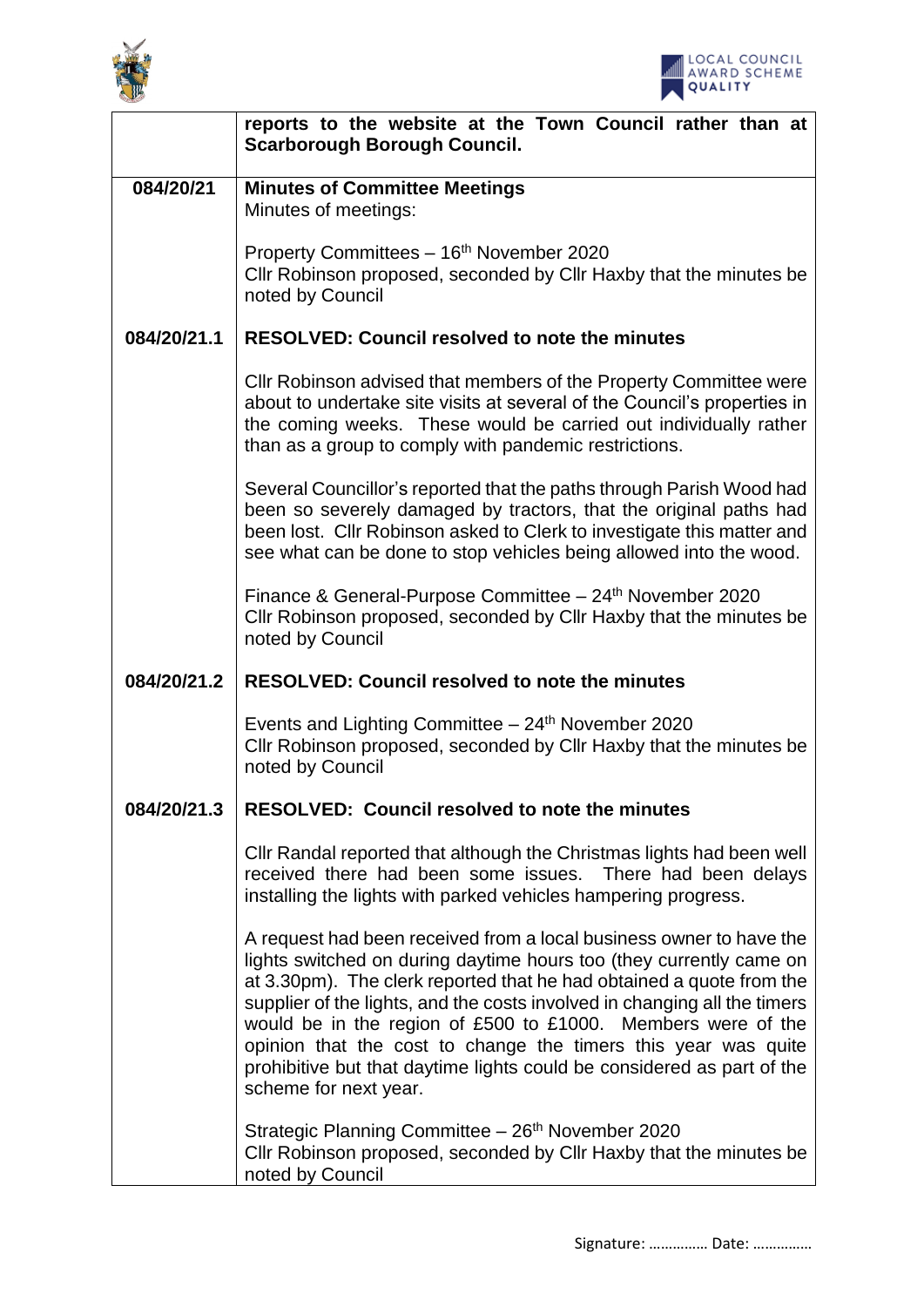| | |
|---|---|
| | **reports to the website at the Town Council rather than at Scarborough Borough Council.** |
| **084/20/21** | **Minutes of Committee Meetings**<br>Minutes of meetings:<br><br>Property Committees – 16th November 2020<br>Cllr Robinson proposed, seconded by Cllr Haxby that the minutes be noted by Council |
| **084/20/21.1** | **RESOLVED: Council resolved to note the minutes**<br><br>Cllr Robinson advised that members of the Property Committee were about to undertake site visits at several of the Council's properties in the coming weeks. These would be carried out individually rather than as a group to comply with pandemic restrictions.<br><br>Several Councillor's reported that the paths through Parish Wood had been so severely damaged by tractors, that the original paths had been lost. Cllr Robinson asked to Clerk to investigate this matter and see what can be done to stop vehicles being allowed into the wood.<br><br>Finance & General-Purpose Committee – 24th November 2020<br>Cllr Robinson proposed, seconded by Cllr Haxby that the minutes be noted by Council |
| **084/20/21.2** | **RESOLVED: Council resolved to note the minutes**<br><br>Events and Lighting Committee – 24th November 2020<br>Cllr Robinson proposed, seconded by Cllr Haxby that the minutes be noted by Council |
| **084/20/21.3** | **RESOLVED: Council resolved to note the minutes**<br><br>Cllr Randal reported that although the Christmas lights had been well received there had been some issues. There had been delays installing the lights with parked vehicles hampering progress.<br><br>A request had been received from a local business owner to have the lights switched on during daytime hours too (they currently came on at 3.30pm). The clerk reported that he had obtained a quote from the supplier of the lights, and the costs involved in changing all the timers would be in the region of £500 to £1000. Members were of the opinion that the cost to change the timers this year was quite prohibitive but that daytime lights could be considered as part of the scheme for next year.<br><br>Strategic Planning Committee – 26th November 2020<br>Cllr Robinson proposed, seconded by Cllr Haxby that the minutes be noted by Council |

Signature: …………… Date: ……………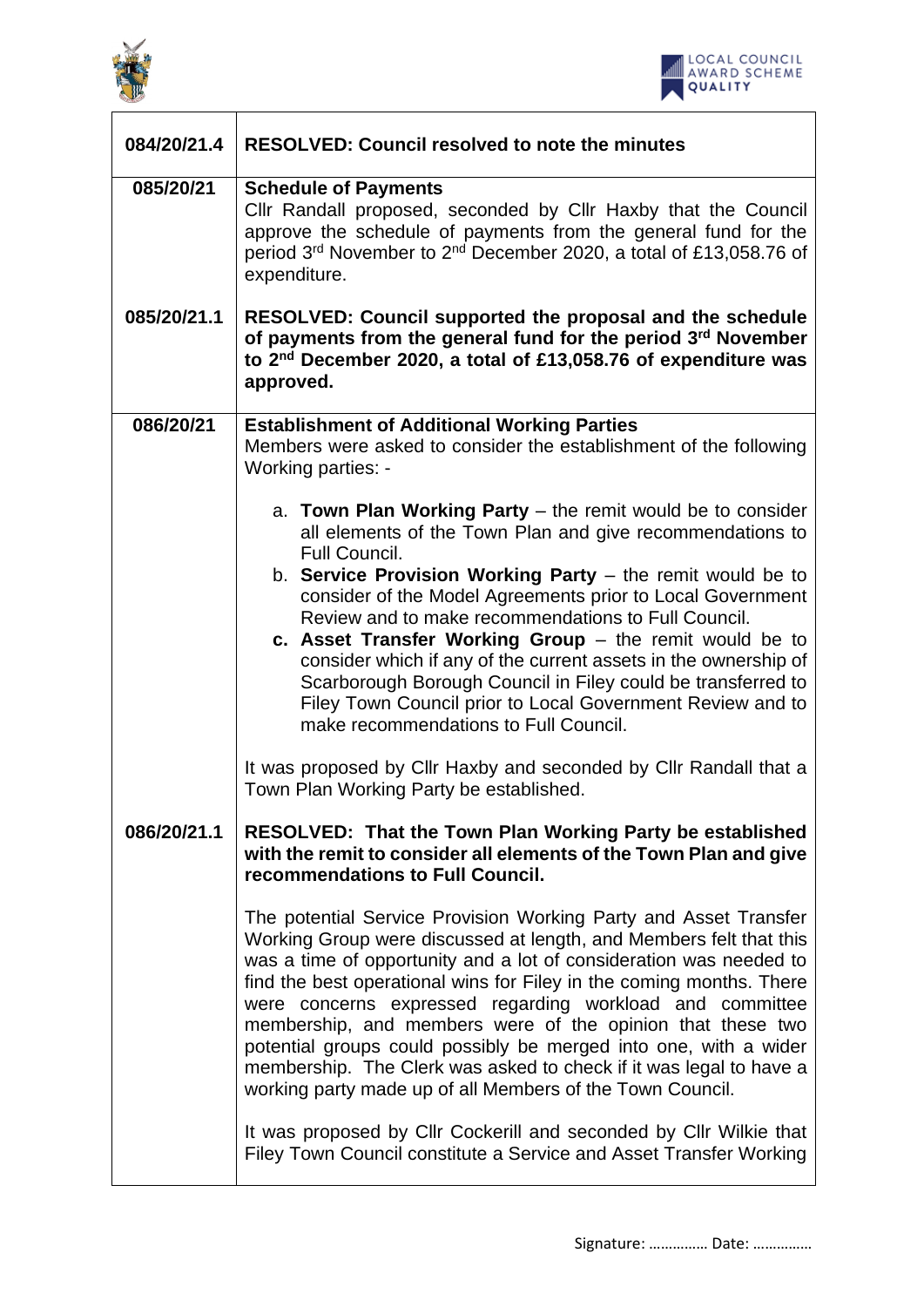| | |
|---|---|
| 084/20/21.4 | **RESOLVED: Council resolved to note the minutes** |
| 085/20/21 | **Schedule of Payments**<br>Cllr Randall proposed, seconded by Cllr Haxby that the Council approve the schedule of payments from the general fund for the period 3rd November to 2nd December 2020, a total of £13,058.76 of expenditure. |
| 085/20/21.1 | **RESOLVED: Council supported the proposal and the schedule of payments from the general fund for the period 3rd November to 2nd December 2020, a total of £13,058.76 of expenditure was approved.** |
| 086/20/21 | **Establishment of Additional Working Parties**<br>Members were asked to consider the establishment of the following Working parties: -<br><br>a. **Town Plan Working Party** – the remit would be to consider all elements of the Town Plan and give recommendations to Full Council.<br>b. **Service Provision Working Party** – the remit would be to consider of the Model Agreements prior to Local Government Review and to make recommendations to Full Council.<br>**c. Asset Transfer Working Group** – the remit would be to consider which if any of the current assets in the ownership of Scarborough Borough Council in Filey could be transferred to Filey Town Council prior to Local Government Review and to make recommendations to Full Council.<br><br>It was proposed by Cllr Haxby and seconded by Cllr Randall that a Town Plan Working Party be established. |
| 086/20/21.1 | **RESOLVED: That the Town Plan Working Party be established with the remit to consider all elements of the Town Plan and give recommendations to Full Council.**<br><br>The potential Service Provision Working Party and Asset Transfer Working Group were discussed at length, and Members felt that this was a time of opportunity and a lot of consideration was needed to find the best operational wins for Filey in the coming months. There were concerns expressed regarding workload and committee membership, and members were of the opinion that these two potential groups could possibly be merged into one, with a wider membership. The Clerk was asked to check if it was legal to have a working party made up of all Members of the Town Council.<br><br>It was proposed by Cllr Cockerill and seconded by Cllr Wilkie that Filey Town Council constitute a Service and Asset Transfer Working |

Signature: …………… Date: ……………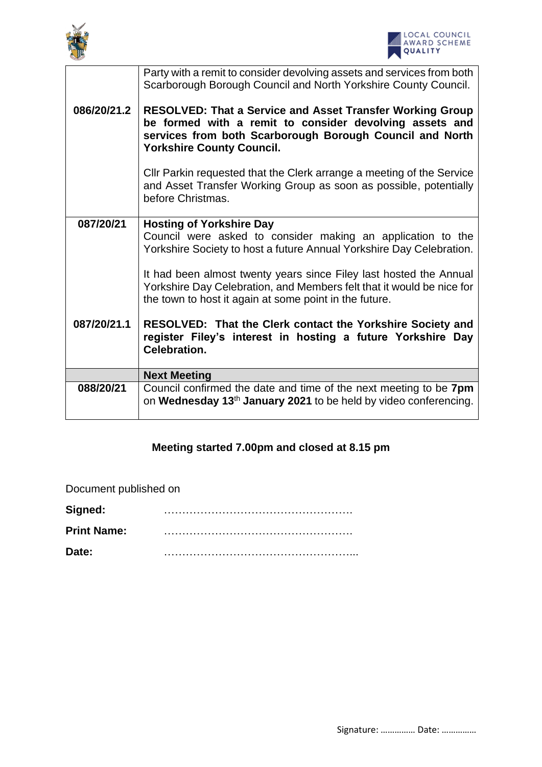| | |
|---|---|
| | Party with a remit to consider devolving assets and services from both Scarborough Borough Council and North Yorkshire County Council. |
| 086/20/21.2 | **RESOLVED: That a Service and Asset Transfer Working Group be formed with a remit to consider devolving assets and services from both Scarborough Borough Council and North Yorkshire County Council.**<br><br>Cllr Parkin requested that the Clerk arrange a meeting of the Service and Asset Transfer Working Group as soon as possible, potentially before Christmas. |
| 087/20/21 | **Hosting of Yorkshire Day**<br>Council were asked to consider making an application to the Yorkshire Society to host a future Annual Yorkshire Day Celebration.<br><br>It had been almost twenty years since Filey last hosted the Annual Yorkshire Day Celebration, and Members felt that it would be nice for the town to host it again at some point in the future. |
| 087/20/21.1 | **RESOLVED: That the Clerk contact the Yorkshire Society and register Filey's interest in hosting a future Yorkshire Day Celebration.** |
| | **Next Meeting** |
| 088/20/21 | Council confirmed the date and time of the next meeting to be **7pm** on **Wednesday 13th January 2021** to be held by video conferencing. |

**Meeting started 7.00pm and closed at 8.15 pm**

Document published on

**Signed:** ……………………………………………

**Print Name:** ……………………………………………

**Date:** ……………………………………………...